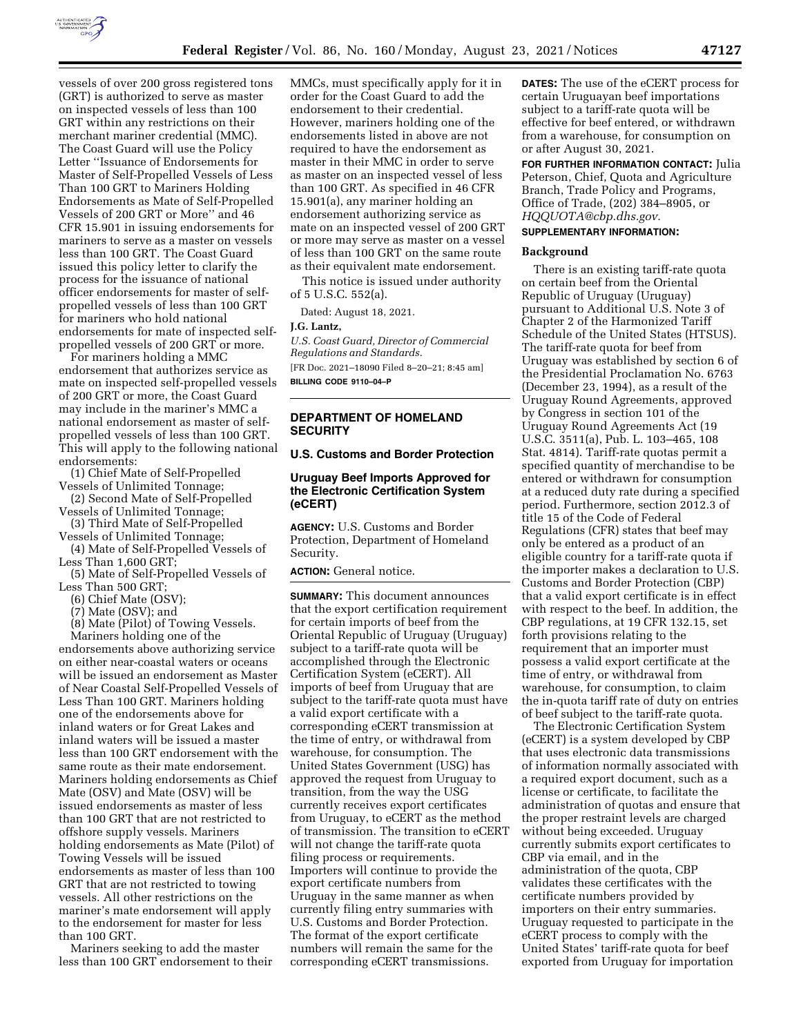vessels of over 200 gross registered tons (GRT) is authorized to serve as master on inspected vessels of less than 100 GRT within any restrictions on their merchant mariner credential (MMC). The Coast Guard will use the Policy Letter ''Issuance of Endorsements for Master of Self-Propelled Vessels of Less Than 100 GRT to Mariners Holding Endorsements as Mate of Self-Propelled Vessels of 200 GRT or More'' and 46 CFR 15.901 in issuing endorsements for mariners to serve as a master on vessels less than 100 GRT. The Coast Guard issued this policy letter to clarify the process for the issuance of national officer endorsements for master of self-propelled vessels of less than 100 GRT for mariners who hold national endorsements for mate of inspected self-propelled vessels of 200 GRT or more.

For mariners holding a MMC endorsement that authorizes service as mate on inspected self-propelled vessels of 200 GRT or more, the Coast Guard may include in the mariner's MMC a national endorsement as master of self-propelled vessels of less than 100 GRT. This will apply to the following national endorsements:

(1) Chief Mate of Self-Propelled Vessels of Unlimited Tonnage;
(2) Second Mate of Self-Propelled Vessels of Unlimited Tonnage;
(3) Third Mate of Self-Propelled Vessels of Unlimited Tonnage;
(4) Mate of Self-Propelled Vessels of Less Than 1,600 GRT;
(5) Mate of Self-Propelled Vessels of Less Than 500 GRT;
(6) Chief Mate (OSV);
(7) Mate (OSV); and
(8) Mate (Pilot) of Towing Vessels.

Mariners holding one of the endorsements above authorizing service on either near-coastal waters or oceans will be issued an endorsement as Master of Near Coastal Self-Propelled Vessels of Less Than 100 GRT. Mariners holding one of the endorsements above for inland waters or for Great Lakes and inland waters will be issued a master less than 100 GRT endorsement with the same route as their mate endorsement. Mariners holding endorsements as Chief Mate (OSV) and Mate (OSV) will be issued endorsements as master of less than 100 GRT that are not restricted to offshore supply vessels. Mariners holding endorsements as Mate (Pilot) of Towing Vessels will be issued endorsements as master of less than 100 GRT that are not restricted to towing vessels. All other restrictions on the mariner's mate endorsement will apply to the endorsement for master for less than 100 GRT.

Mariners seeking to add the master less than 100 GRT endorsement to their MMCs, must specifically apply for it in order for the Coast Guard to add the endorsement to their credential. However, mariners holding one of the endorsements listed in above are not required to have the endorsement as master in their MMC in order to serve as master on an inspected vessel of less than 100 GRT. As specified in 46 CFR 15.901(a), any mariner holding an endorsement authorizing service as mate on an inspected vessel of 200 GRT or more may serve as master on a vessel of less than 100 GRT on the same route as their equivalent mate endorsement.

This notice is issued under authority of 5 U.S.C. 552(a).

Dated: August 18, 2021.

**J.G. Lantz,**

*U.S. Coast Guard, Director of Commercial Regulations and Standards.*

[FR Doc. 2021–18090 Filed 8–20–21; 8:45 am]

**BILLING CODE 9110–04–P**

## DEPARTMENT OF HOMELAND SECURITY

### U.S. Customs and Border Protection

### Uruguay Beef Imports Approved for the Electronic Certification System (eCERT)

**AGENCY:** U.S. Customs and Border Protection, Department of Homeland Security.

**ACTION:** General notice.

**SUMMARY:** This document announces that the export certification requirement for certain imports of beef from the Oriental Republic of Uruguay (Uruguay) subject to a tariff-rate quota will be accomplished through the Electronic Certification System (eCERT). All imports of beef from Uruguay that are subject to the tariff-rate quota must have a valid export certificate with a corresponding eCERT transmission at the time of entry, or withdrawal from warehouse, for consumption. The United States Government (USG) has approved the request from Uruguay to transition, from the way the USG currently receives export certificates from Uruguay, to eCERT as the method of transmission. The transition to eCERT will not change the tariff-rate quota filing process or requirements. Importers will continue to provide the export certificate numbers from Uruguay in the same manner as when currently filing entry summaries with U.S. Customs and Border Protection. The format of the export certificate numbers will remain the same for the corresponding eCERT transmissions.

**DATES:** The use of the eCERT process for certain Uruguayan beef importations subject to a tariff-rate quota will be effective for beef entered, or withdrawn from a warehouse, for consumption on or after August 30, 2021.

**FOR FURTHER INFORMATION CONTACT:** Julia Peterson, Chief, Quota and Agriculture Branch, Trade Policy and Programs, Office of Trade, (202) 384–8905, or *HQQUOTA@cbp.dhs.gov.*

**SUPPLEMENTARY INFORMATION:**

#### Background

There is an existing tariff-rate quota on certain beef from the Oriental Republic of Uruguay (Uruguay) pursuant to Additional U.S. Note 3 of Chapter 2 of the Harmonized Tariff Schedule of the United States (HTSUS). The tariff-rate quota for beef from Uruguay was established by section 6 of the Presidential Proclamation No. 6763 (December 23, 1994), as a result of the Uruguay Round Agreements, approved by Congress in section 101 of the Uruguay Round Agreements Act (19 U.S.C. 3511(a), Pub. L. 103–465, 108 Stat. 4814). Tariff-rate quotas permit a specified quantity of merchandise to be entered or withdrawn for consumption at a reduced duty rate during a specified period. Furthermore, section 2012.3 of title 15 of the Code of Federal Regulations (CFR) states that beef may only be entered as a product of an eligible country for a tariff-rate quota if the importer makes a declaration to U.S. Customs and Border Protection (CBP) that a valid export certificate is in effect with respect to the beef. In addition, the CBP regulations, at 19 CFR 132.15, set forth provisions relating to the requirement that an importer must possess a valid export certificate at the time of entry, or withdrawal from warehouse, for consumption, to claim the in-quota tariff rate of duty on entries of beef subject to the tariff-rate quota.

The Electronic Certification System (eCERT) is a system developed by CBP that uses electronic data transmissions of information normally associated with a required export document, such as a license or certificate, to facilitate the administration of quotas and ensure that the proper restraint levels are charged without being exceeded. Uruguay currently submits export certificates to CBP via email, and in the administration of the quota, CBP validates these certificates with the certificate numbers provided by importers on their entry summaries. Uruguay requested to participate in the eCERT process to comply with the United States' tariff-rate quota for beef exported from Uruguay for importation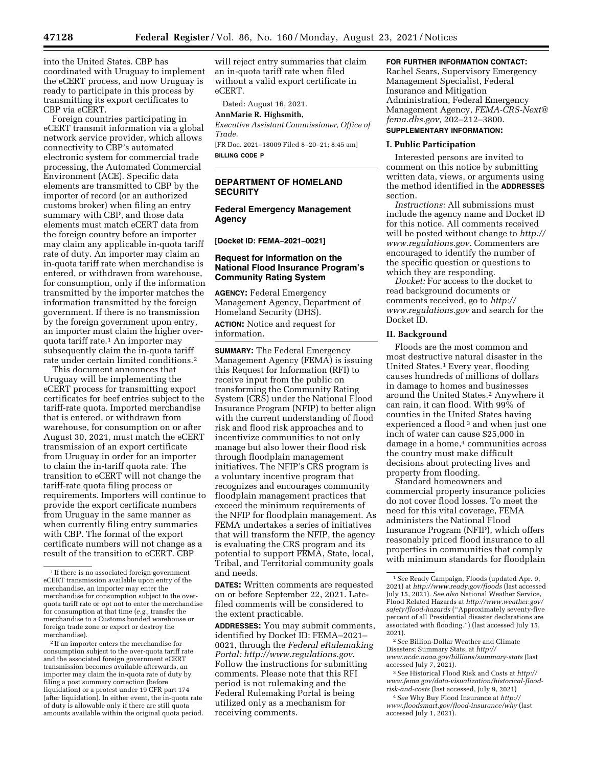into the United States. CBP has coordinated with Uruguay to implement the eCERT process, and now Uruguay is ready to participate in this process by transmitting its export certificates to CBP via eCERT.

Foreign countries participating in eCERT transmit information via a global network service provider, which allows connectivity to CBP's automated electronic system for commercial trade processing, the Automated Commercial Environment (ACE). Specific data elements are transmitted to CBP by the importer of record (or an authorized customs broker) when filing an entry summary with CBP, and those data elements must match eCERT data from the foreign country before an importer may claim any applicable in-quota tariff rate of duty. An importer may claim an in-quota tariff rate when merchandise is entered, or withdrawn from warehouse, for consumption, only if the information transmitted by the importer matches the information transmitted by the foreign government. If there is no transmission by the foreign government upon entry, an importer must claim the higher over-quota tariff rate.[1] An importer may subsequently claim the in-quota tariff rate under certain limited conditions.[2]

This document announces that Uruguay will be implementing the eCERT process for transmitting export certificates for beef entries subject to the tariff-rate quota. Imported merchandise that is entered, or withdrawn from warehouse, for consumption on or after August 30, 2021, must match the eCERT transmission of an export certificate from Uruguay in order for an importer to claim the in-tariff quota rate. The transition to eCERT will not change the tariff-rate quota filing process or requirements. Importers will continue to provide the export certificate numbers from Uruguay in the same manner as when currently filing entry summaries with CBP. The format of the export certificate numbers will not change as a result of the transition to eCERT. CBP will reject entry summaries that claim an in-quota tariff rate when filed without a valid export certificate in eCERT.

Dated: August 16, 2021.

**AnnMarie R. Highsmith,**

*Executive Assistant Commissioner, Office of Trade.*

[FR Doc. 2021–18009 Filed 8–20–21; 8:45 am]

**BILLING CODE P**

[1] If there is no associated foreign government eCERT transmission available upon entry of the merchandise, an importer may enter the merchandise for consumption subject to the over-quota tariff rate or opt not to enter the merchandise for consumption at that time (*e.g.,* transfer the merchandise to a Customs bonded warehouse or foreign trade zone or export or destroy the merchandise).

[2] If an importer enters the merchandise for consumption subject to the over-quota tariff rate and the associated foreign government eCERT transmission becomes available afterwards, an importer may claim the in-quota rate of duty by filing a post summary correction (before liquidation) or a protest under 19 CFR part 174 (after liquidation). In either event, the in-quota rate of duty is allowable only if there are still quota amounts available within the original quota period.

## DEPARTMENT OF HOMELAND SECURITY

### Federal Emergency Management Agency

**[Docket ID: FEMA–2021–0021]**

### Request for Information on the National Flood Insurance Program's Community Rating System

**AGENCY:** Federal Emergency Management Agency, Department of Homeland Security (DHS).

**ACTION:** Notice and request for information.

**SUMMARY:** The Federal Emergency Management Agency (FEMA) is issuing this Request for Information (RFI) to receive input from the public on transforming the Community Rating System (CRS) under the National Flood Insurance Program (NFIP) to better align with the current understanding of flood risk and flood risk approaches and to incentivize communities to not only manage but also lower their flood risk through floodplain management initiatives. The NFIP's CRS program is a voluntary incentive program that recognizes and encourages community floodplain management practices that exceed the minimum requirements of the NFIP for floodplain management. As FEMA undertakes a series of initiatives that will transform the NFIP, the agency is evaluating the CRS program and its potential to support FEMA, State, local, Tribal, and Territorial community goals and needs.

**DATES:** Written comments are requested on or before September 22, 2021. Late-filed comments will be considered to the extent practicable.

**ADDRESSES:** You may submit comments, identified by Docket ID: FEMA–2021–0021, through the *Federal eRulemaking Portal: http://www.regulations.gov*. Follow the instructions for submitting comments. Please note that this RFI period is not rulemaking and the Federal Rulemaking Portal is being utilized only as a mechanism for receiving comments.

**FOR FURTHER INFORMATION CONTACT:** Rachel Sears, Supervisory Emergency Management Specialist, Federal Insurance and Mitigation Administration, Federal Emergency Management Agency, *FEMA-CRS-Next@fema.dhs.gov,* 202–212–3800.

**SUPPLEMENTARY INFORMATION:**

**I. Public Participation**

Interested persons are invited to comment on this notice by submitting written data, views, or arguments using the method identified in the **ADDRESSES** section.

*Instructions:* All submissions must include the agency name and Docket ID for this notice. All comments received will be posted without change to *http://www.regulations.gov.* Commenters are encouraged to identify the number of the specific question or questions to which they are responding.

*Docket:* For access to the docket to read background documents or comments received, go to *http://www.regulations.gov* and search for the Docket ID.

**II. Background**

Floods are the most common and most destructive natural disaster in the United States.[1] Every year, flooding causes hundreds of millions of dollars in damage to homes and businesses around the United States.[2] Anywhere it can rain, it can flood. With 99% of counties in the United States having experienced a flood[3] and when just one inch of water can cause $25,000 in damage in a home,[4] communities across the country must make difficult decisions about protecting lives and property from flooding.

Standard homeowners and commercial property insurance policies do not cover flood losses. To meet the need for this vital coverage, FEMA administers the National Flood Insurance Program (NFIP), which offers reasonably priced flood insurance to all properties in communities that comply with minimum standards for floodplain

[1] *See* Ready Campaign, Floods (updated Apr. 9, 2021) at *http://www.ready.gov/floods* (last accessed July 15, 2021). *See also* National Weather Service, Flood Related Hazards at *http://www.weather.gov/safety/flood-hazards* ("Approximately seventy-five percent of all Presidential disaster declarations are associated with flooding.") (last accessed July 15, 2021).

[2] *See* Billion-Dollar Weather and Climate Disasters: Summary Stats, at *http://www.ncdc.noaa.gov/billions/summary-stats* (last accessed July 7, 2021).

[3] *See* Historical Flood Risk and Costs at *http://www.fema.gov/data-visualization/historical-flood-risk-and-costs* (last accessed, July 9, 2021)

[4] *See* Why Buy Flood Insurance at *http://www.floodsmart.gov/flood-insurance/why* (last accessed July 1, 2021).